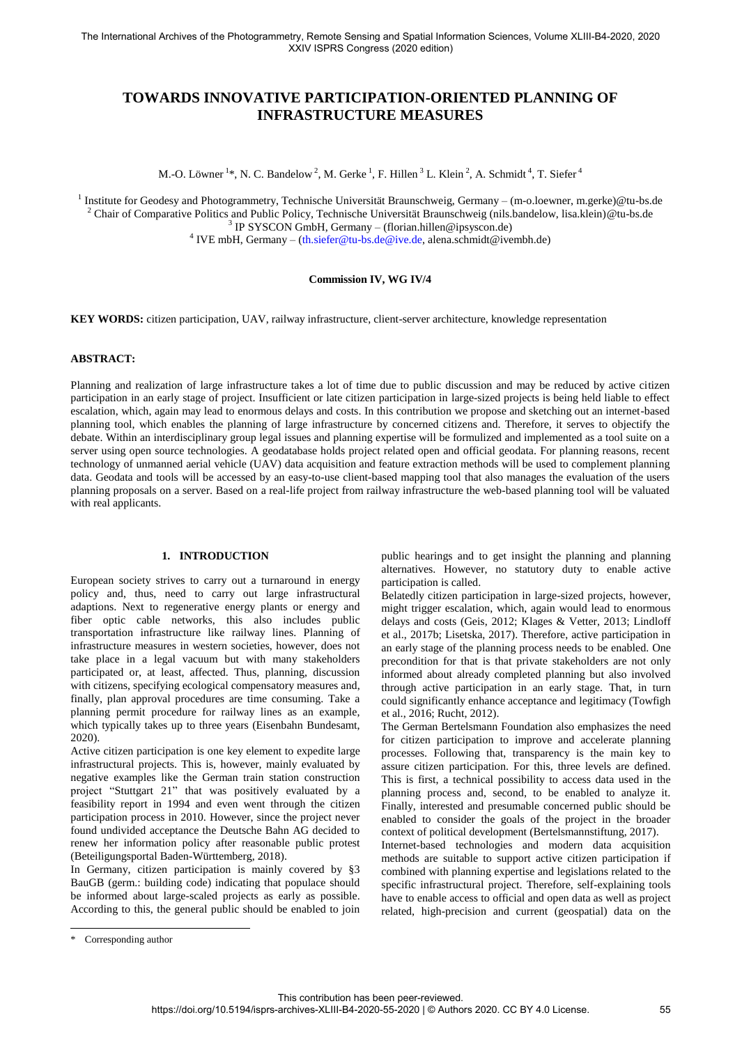# TOWARDS INNOVATIVE PARTICIPATION-ORIENTED PLANNING OF INFRASTRUCTURE MEASURES

M.-O. Löwner [1]*, N. C. Bandelow [2], M. Gerke [1], F. Hillen [3] L. Klein [2], A. Schmidt [4], T. Siefer [4]

[1] Institute for Geodesy and Photogrammetry, Technische Universität Braunschweig, Germany – (m-o.loewner, m.gerke)@tu-bs.de
[2] Chair of Comparative Politics and Public Policy, Technische Universität Braunschweig (nils.bandelow, lisa.klein)@tu-bs.de
[3] IP SYSCON GmbH, Germany – (florian.hillen@ipsyscon.de)
[4] IVE mbH, Germany – (th.siefer@tu-bs.de@ive.de, alena.schmidt@ivembh.de)

**Commission IV, WG IV/4**

**KEY WORDS:** citizen participation, UAV, railway infrastructure, client-server architecture, knowledge representation

## ABSTRACT:

Planning and realization of large infrastructure takes a lot of time due to public discussion and may be reduced by active citizen participation in an early stage of project. Insufficient or late citizen participation in large-sized projects is being held liable to effect escalation, which, again may lead to enormous delays and costs. In this contribution we propose and sketching out an internet-based planning tool, which enables the planning of large infrastructure by concerned citizens and. Therefore, it serves to objectify the debate. Within an interdisciplinary group legal issues and planning expertise will be formulized and implemented as a tool suite on a server using open source technologies. A geodatabase holds project related open and official geodata. For planning reasons, recent technology of unmanned aerial vehicle (UAV) data acquisition and feature extraction methods will be used to complement planning data. Geodata and tools will be accessed by an easy-to-use client-based mapping tool that also manages the evaluation of the users planning proposals on a server. Based on a real-life project from railway infrastructure the web-based planning tool will be valuated with real applicants.

## 1. INTRODUCTION

European society strives to carry out a turnaround in energy policy and, thus, need to carry out large infrastructural adaptions. Next to regenerative energy plants or energy and fiber optic cable networks, this also includes public transportation infrastructure like railway lines. Planning of infrastructure measures in western societies, however, does not take place in a legal vacuum but with many stakeholders participated or, at least, affected. Thus, planning, discussion with citizens, specifying ecological compensatory measures and, finally, plan approval procedures are time consuming. Take a planning permit procedure for railway lines as an example, which typically takes up to three years (Eisenbahn Bundesamt, 2020).

Active citizen participation is one key element to expedite large infrastructural projects. This is, however, mainly evaluated by negative examples like the German train station construction project "Stuttgart 21" that was positively evaluated by a feasibility report in 1994 and even went through the citizen participation process in 2010. However, since the project never found undivided acceptance the Deutsche Bahn AG decided to renew her information policy after reasonable public protest (Beteiligungsportal Baden-Württemberg, 2018).

In Germany, citizen participation is mainly covered by §3 BauGB (germ.: building code) indicating that populace should be informed about large-scaled projects as early as possible. According to this, the general public should be enabled to join public hearings and to get insight the planning and planning alternatives. However, no statutory duty to enable active participation is called.

Belatedly citizen participation in large-sized projects, however, might trigger escalation, which, again would lead to enormous delays and costs (Geis, 2012; Klages & Vetter, 2013; Lindloff et al., 2017b; Lisetska, 2017). Therefore, active participation in an early stage of the planning process needs to be enabled. One precondition for that is that private stakeholders are not only informed about already completed planning but also involved through active participation in an early stage. That, in turn could significantly enhance acceptance and legitimacy (Towfigh et al., 2016; Rucht, 2012).

The German Bertelsmann Foundation also emphasizes the need for citizen participation to improve and accelerate planning processes. Following that, transparency is the main key to assure citizen participation. For this, three levels are defined. This is first, a technical possibility to access data used in the planning process and, second, to be enabled to analyze it. Finally, interested and presumable concerned public should be enabled to consider the goals of the project in the broader context of political development (Bertelsmannstiftung, 2017).

Internet-based technologies and modern data acquisition methods are suitable to support active citizen participation if combined with planning expertise and legislations related to the specific infrastructural project. Therefore, self-explaining tools have to enable access to official and open data as well as project related, high-precision and current (geospatial) data on the

\* Corresponding author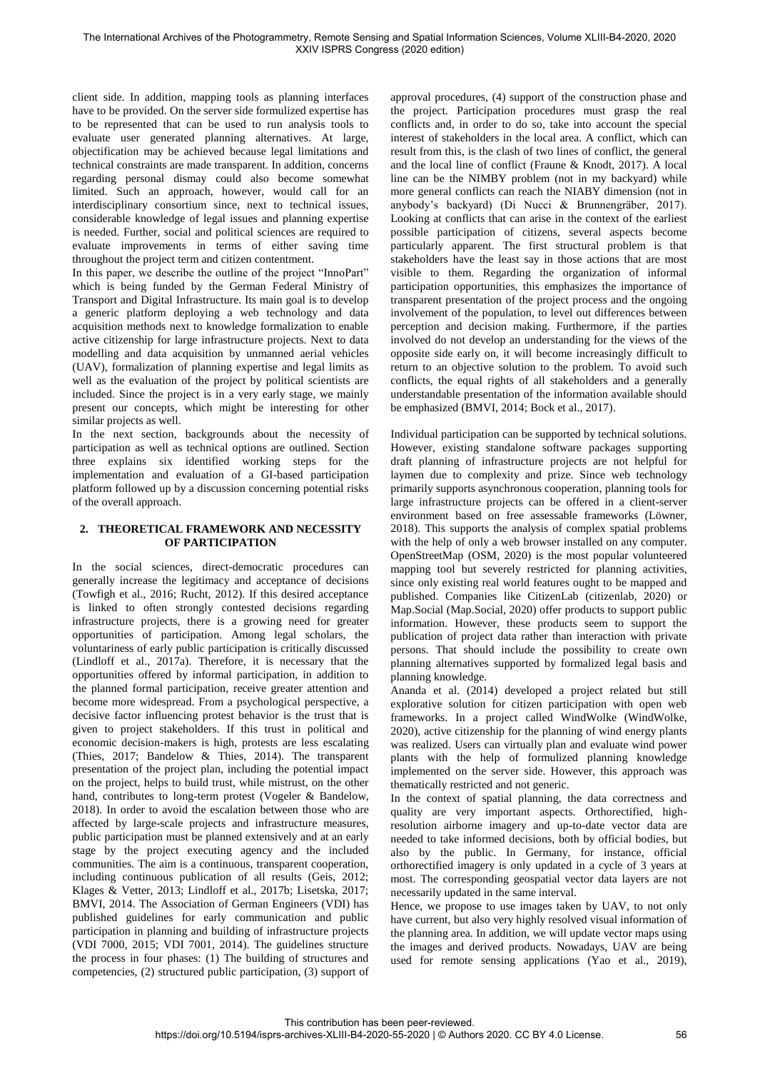client side. In addition, mapping tools as planning interfaces have to be provided. On the server side formulized expertise has to be represented that can be used to run analysis tools to evaluate user generated planning alternatives. At large, objectification may be achieved because legal limitations and technical constraints are made transparent. In addition, concerns regarding personal dismay could also become somewhat limited. Such an approach, however, would call for an interdisciplinary consortium since, next to technical issues, considerable knowledge of legal issues and planning expertise is needed. Further, social and political sciences are required to evaluate improvements in terms of either saving time throughout the project term and citizen contentment.

In this paper, we describe the outline of the project "InnoPart" which is being funded by the German Federal Ministry of Transport and Digital Infrastructure. Its main goal is to develop a generic platform deploying a web technology and data acquisition methods next to knowledge formalization to enable active citizenship for large infrastructure projects. Next to data modelling and data acquisition by unmanned aerial vehicles (UAV), formalization of planning expertise and legal limits as well as the evaluation of the project by political scientists are included. Since the project is in a very early stage, we mainly present our concepts, which might be interesting for other similar projects as well.

In the next section, backgrounds about the necessity of participation as well as technical options are outlined. Section three explains six identified working steps for the implementation and evaluation of a GI-based participation platform followed up by a discussion concerning potential risks of the overall approach.

## 2. THEORETICAL FRAMEWORK AND NECESSITY OF PARTICIPATION

In the social sciences, direct-democratic procedures can generally increase the legitimacy and acceptance of decisions (Towfigh et al., 2016; Rucht, 2012). If this desired acceptance is linked to often strongly contested decisions regarding infrastructure projects, there is a growing need for greater opportunities of participation. Among legal scholars, the voluntariness of early public participation is critically discussed (Lindloff et al., 2017a). Therefore, it is necessary that the opportunities offered by informal participation, in addition to the planned formal participation, receive greater attention and become more widespread. From a psychological perspective, a decisive factor influencing protest behavior is the trust that is given to project stakeholders. If this trust in political and economic decision-makers is high, protests are less escalating (Thies, 2017; Bandelow & Thies, 2014). The transparent presentation of the project plan, including the potential impact on the project, helps to build trust, while mistrust, on the other hand, contributes to long-term protest (Vogeler & Bandelow, 2018). In order to avoid the escalation between those who are affected by large-scale projects and infrastructure measures, public participation must be planned extensively and at an early stage by the project executing agency and the included communities. The aim is a continuous, transparent cooperation, including continuous publication of all results (Geis, 2012; Klages & Vetter, 2013; Lindloff et al., 2017b; Lisetska, 2017; BMVI, 2014. The Association of German Engineers (VDI) has published guidelines for early communication and public participation in planning and building of infrastructure projects (VDI 7000, 2015; VDI 7001, 2014). The guidelines structure the process in four phases: (1) The building of structures and competencies, (2) structured public participation, (3) support of approval procedures, (4) support of the construction phase and the project. Participation procedures must grasp the real conflicts and, in order to do so, take into account the special interest of stakeholders in the local area. A conflict, which can result from this, is the clash of two lines of conflict, the general and the local line of conflict (Fraune & Knodt, 2017). A local line can be the NIMBY problem (not in my backyard) while more general conflicts can reach the NIABY dimension (not in anybody's backyard) (Di Nucci & Brunnengräber, 2017). Looking at conflicts that can arise in the context of the earliest possible participation of citizens, several aspects become particularly apparent. The first structural problem is that stakeholders have the least say in those actions that are most visible to them. Regarding the organization of informal participation opportunities, this emphasizes the importance of transparent presentation of the project process and the ongoing involvement of the population, to level out differences between perception and decision making. Furthermore, if the parties involved do not develop an understanding for the views of the opposite side early on, it will become increasingly difficult to return to an objective solution to the problem. To avoid such conflicts, the equal rights of all stakeholders and a generally understandable presentation of the information available should be emphasized (BMVI, 2014; Bock et al., 2017).

Individual participation can be supported by technical solutions. However, existing standalone software packages supporting draft planning of infrastructure projects are not helpful for laymen due to complexity and prize. Since web technology primarily supports asynchronous cooperation, planning tools for large infrastructure projects can be offered in a client-server environment based on free assessable frameworks (Löwner, 2018). This supports the analysis of complex spatial problems with the help of only a web browser installed on any computer. OpenStreetMap (OSM, 2020) is the most popular volunteered mapping tool but severely restricted for planning activities, since only existing real world features ought to be mapped and published. Companies like CitizenLab (citizenlab, 2020) or Map.Social (Map.Social, 2020) offer products to support public information. However, these products seem to support the publication of project data rather than interaction with private persons. That should include the possibility to create own planning alternatives supported by formalized legal basis and planning knowledge.

Ananda et al. (2014) developed a project related but still explorative solution for citizen participation with open web frameworks. In a project called WindWolke (WindWolke, 2020), active citizenship for the planning of wind energy plants was realized. Users can virtually plan and evaluate wind power plants with the help of formulized planning knowledge implemented on the server side. However, this approach was thematically restricted and not generic.

In the context of spatial planning, the data correctness and quality are very important aspects. Orthorectified, high-resolution airborne imagery and up-to-date vector data are needed to take informed decisions, both by official bodies, but also by the public. In Germany, for instance, official orthorectified imagery is only updated in a cycle of 3 years at most. The corresponding geospatial vector data layers are not necessarily updated in the same interval.

Hence, we propose to use images taken by UAV, to not only have current, but also very highly resolved visual information of the planning area. In addition, we will update vector maps using the images and derived products. Nowadays, UAV are being used for remote sensing applications (Yao et al., 2019),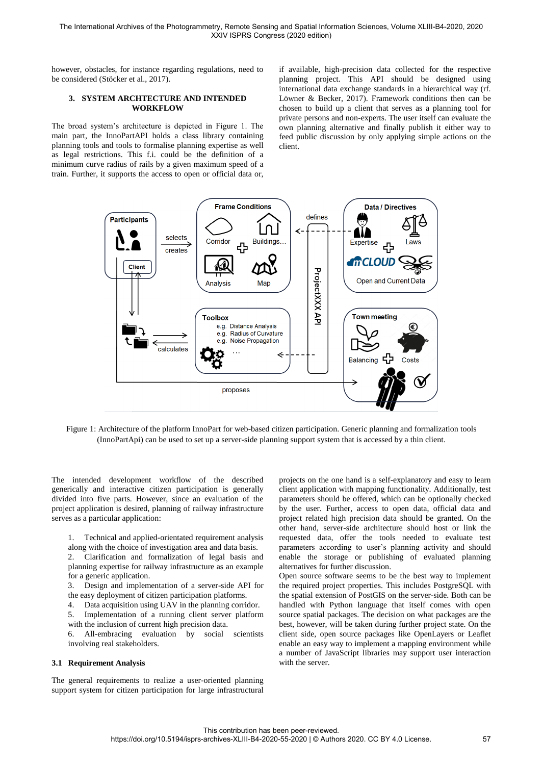however, obstacles, for instance regarding regulations, need to be considered (Stöcker et al., 2017).

## 3. SYSTEM ARCHTECTURE AND INTENDED WORKFLOW

The broad system's architecture is depicted in Figure 1. The main part, the InnoPartAPI holds a class library containing planning tools and tools to formalise planning expertise as well as legal restrictions. This f.i. could be the definition of a minimum curve radius of rails by a given maximum speed of a train. Further, it supports the access to open or official data or, if available, high-precision data collected for the respective planning project. This API should be designed using international data exchange standards in a hierarchical way (rf. Löwner & Becker, 2017). Framework conditions then can be chosen to build up a client that serves as a planning tool for private persons and non-experts. The user itself can evaluate the own planning alternative and finally publish it either way to feed public discussion by only applying simple actions on the client.

Figure 1: Architecture of the platform InnoPart for web-based citizen participation. Generic planning and formalization tools (InnoPartApi) can be used to set up a server-side planning support system that is accessed by a thin client.

The intended development workflow of the described generically and interactive citizen participation is generally divided into five parts. However, since an evaluation of the project application is desired, planning of railway infrastructure serves as a particular application:

1. Technical and applied-orientated requirement analysis along with the choice of investigation area and data basis.
2. Clarification and formalization of legal basis and planning expertise for railway infrastructure as an example for a generic application.
3. Design and implementation of a server-side API for the easy deployment of citizen participation platforms.
4. Data acquisition using UAV in the planning corridor.
5. Implementation of a running client server platform with the inclusion of current high precision data.
6. All-embracing evaluation by social scientists involving real stakeholders.

### 3.1 Requirement Analysis

The general requirements to realize a user-oriented planning support system for citizen participation for large infrastructural projects on the one hand is a self-explanatory and easy to learn client application with mapping functionality. Additionally, test parameters should be offered, which can be optionally checked by the user. Further, access to open data, official data and project related high precision data should be granted. On the other hand, server-side architecture should host or link the requested data, offer the tools needed to evaluate test parameters according to user's planning activity and should enable the storage or publishing of evaluated planning alternatives for further discussion.

Open source software seems to be the best way to implement the required project properties. This includes PostgreSQL with the spatial extension of PostGIS on the server-side. Both can be handled with Python language that itself comes with open source spatial packages. The decision on what packages are the best, however, will be taken during further project state. On the client side, open source packages like OpenLayers or Leaflet enable an easy way to implement a mapping environment while a number of JavaScript libraries may support user interaction with the server.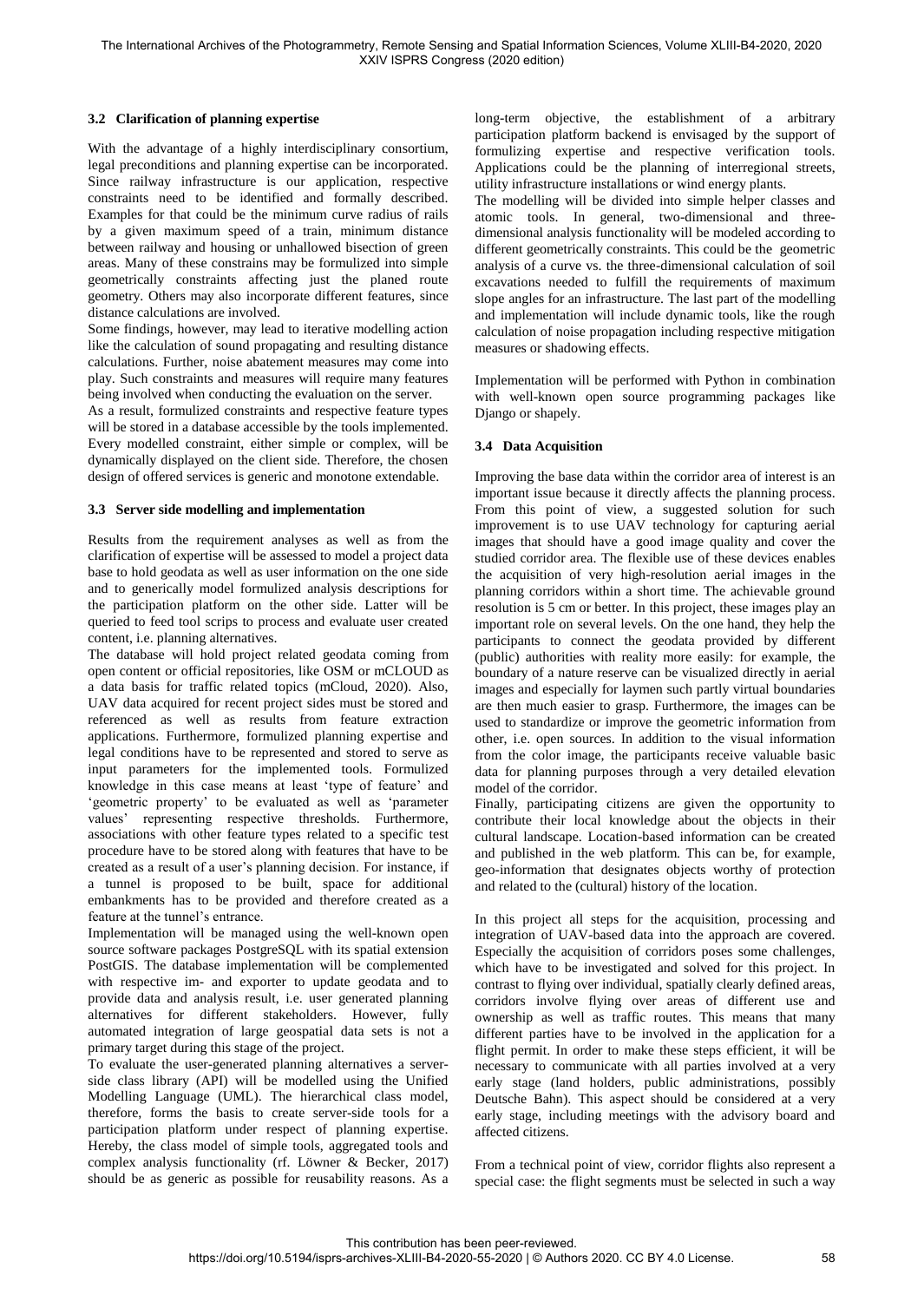### 3.2 Clarification of planning expertise

With the advantage of a highly interdisciplinary consortium, legal preconditions and planning expertise can be incorporated. Since railway infrastructure is our application, respective constraints need to be identified and formally described. Examples for that could be the minimum curve radius of rails by a given maximum speed of a train, minimum distance between railway and housing or unhallowed bisection of green areas. Many of these constrains may be formulized into simple geometrically constraints affecting just the planed route geometry. Others may also incorporate different features, since distance calculations are involved.

Some findings, however, may lead to iterative modelling action like the calculation of sound propagating and resulting distance calculations. Further, noise abatement measures may come into play. Such constraints and measures will require many features being involved when conducting the evaluation on the server.

As a result, formulized constraints and respective feature types will be stored in a database accessible by the tools implemented. Every modelled constraint, either simple or complex, will be dynamically displayed on the client side. Therefore, the chosen design of offered services is generic and monotone extendable.

### 3.3 Server side modelling and implementation

Results from the requirement analyses as well as from the clarification of expertise will be assessed to model a project data base to hold geodata as well as user information on the one side and to generically model formulized analysis descriptions for the participation platform on the other side. Latter will be queried to feed tool scrips to process and evaluate user created content, i.e. planning alternatives.

The database will hold project related geodata coming from open content or official repositories, like OSM or mCLOUD as a data basis for traffic related topics (mCloud, 2020). Also, UAV data acquired for recent project sides must be stored and referenced as well as results from feature extraction applications. Furthermore, formulized planning expertise and legal conditions have to be represented and stored to serve as input parameters for the implemented tools. Formulized knowledge in this case means at least 'type of feature' and 'geometric property' to be evaluated as well as 'parameter values' representing respective thresholds. Furthermore, associations with other feature types related to a specific test procedure have to be stored along with features that have to be created as a result of a user's planning decision. For instance, if a tunnel is proposed to be built, space for additional embankments has to be provided and therefore created as a feature at the tunnel's entrance.

Implementation will be managed using the well-known open source software packages PostgreSQL with its spatial extension PostGIS. The database implementation will be complemented with respective im- and exporter to update geodata and to provide data and analysis result, i.e. user generated planning alternatives for different stakeholders. However, fully automated integration of large geospatial data sets is not a primary target during this stage of the project.

To evaluate the user-generated planning alternatives a server-side class library (API) will be modelled using the Unified Modelling Language (UML). The hierarchical class model, therefore, forms the basis to create server-side tools for a participation platform under respect of planning expertise. Hereby, the class model of simple tools, aggregated tools and complex analysis functionality (rf. Löwner & Becker, 2017) should be as generic as possible for reusability reasons. As a long-term objective, the establishment of a arbitrary participation platform backend is envisaged by the support of formulizing expertise and respective verification tools. Applications could be the planning of interregional streets, utility infrastructure installations or wind energy plants.

The modelling will be divided into simple helper classes and atomic tools. In general, two-dimensional and three-dimensional analysis functionality will be modeled according to different geometrically constraints. This could be the geometric analysis of a curve vs. the three-dimensional calculation of soil excavations needed to fulfill the requirements of maximum slope angles for an infrastructure. The last part of the modelling and implementation will include dynamic tools, like the rough calculation of noise propagation including respective mitigation measures or shadowing effects.

Implementation will be performed with Python in combination with well-known open source programming packages like Django or shapely.

### 3.4 Data Acquisition

Improving the base data within the corridor area of interest is an important issue because it directly affects the planning process. From this point of view, a suggested solution for such improvement is to use UAV technology for capturing aerial images that should have a good image quality and cover the studied corridor area. The flexible use of these devices enables the acquisition of very high-resolution aerial images in the planning corridors within a short time. The achievable ground resolution is 5 cm or better. In this project, these images play an important role on several levels. On the one hand, they help the participants to connect the geodata provided by different (public) authorities with reality more easily: for example, the boundary of a nature reserve can be visualized directly in aerial images and especially for laymen such partly virtual boundaries are then much easier to grasp. Furthermore, the images can be used to standardize or improve the geometric information from other, i.e. open sources. In addition to the visual information from the color image, the participants receive valuable basic data for planning purposes through a very detailed elevation model of the corridor.

Finally, participating citizens are given the opportunity to contribute their local knowledge about the objects in their cultural landscape. Location-based information can be created and published in the web platform. This can be, for example, geo-information that designates objects worthy of protection and related to the (cultural) history of the location.

In this project all steps for the acquisition, processing and integration of UAV-based data into the approach are covered. Especially the acquisition of corridors poses some challenges, which have to be investigated and solved for this project. In contrast to flying over individual, spatially clearly defined areas, corridors involve flying over areas of different use and ownership as well as traffic routes. This means that many different parties have to be involved in the application for a flight permit. In order to make these steps efficient, it will be necessary to communicate with all parties involved at a very early stage (land holders, public administrations, possibly Deutsche Bahn). This aspect should be considered at a very early stage, including meetings with the advisory board and affected citizens.

From a technical point of view, corridor flights also represent a special case: the flight segments must be selected in such a way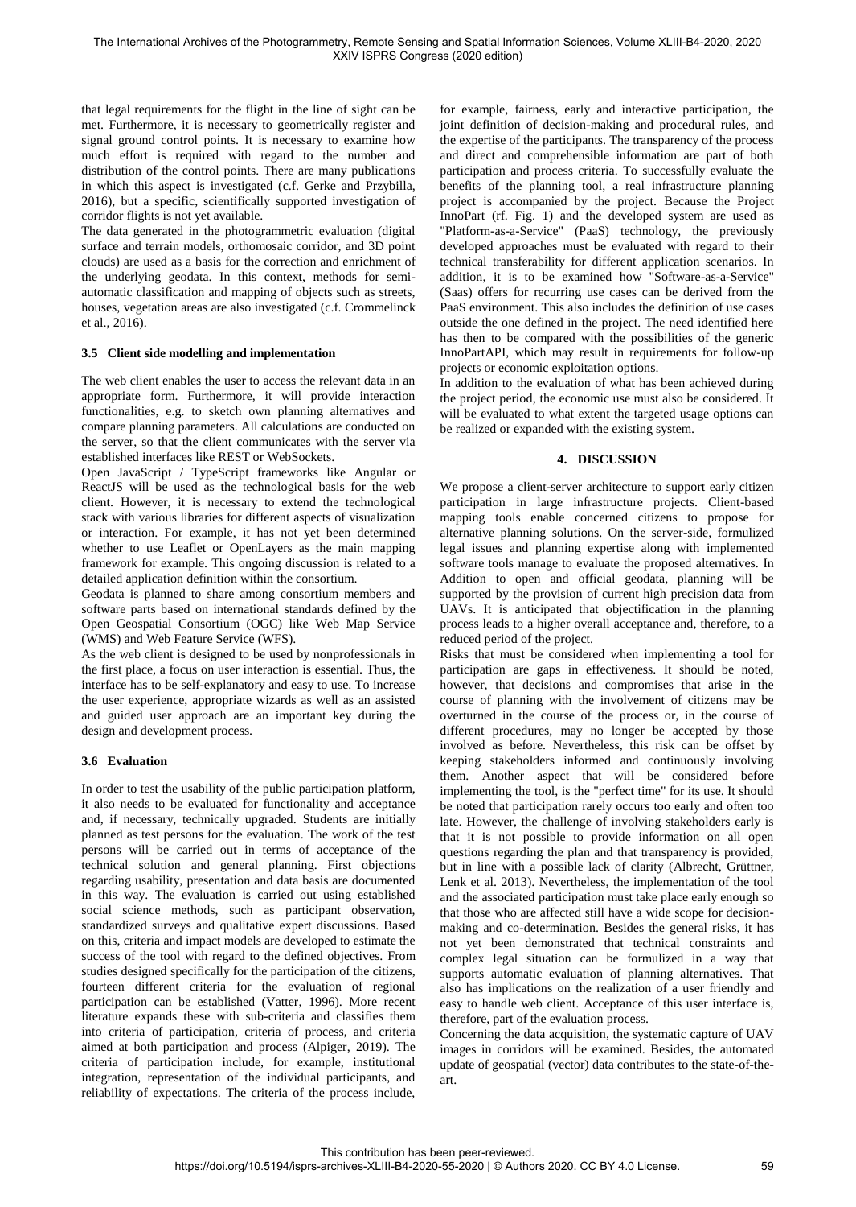that legal requirements for the flight in the line of sight can be met. Furthermore, it is necessary to geometrically register and signal ground control points. It is necessary to examine how much effort is required with regard to the number and distribution of the control points. There are many publications in which this aspect is investigated (c.f. Gerke and Przybilla, 2016), but a specific, scientifically supported investigation of corridor flights is not yet available.

The data generated in the photogrammetric evaluation (digital surface and terrain models, orthomosaic corridor, and 3D point clouds) are used as a basis for the correction and enrichment of the underlying geodata. In this context, methods for semi-automatic classification and mapping of objects such as streets, houses, vegetation areas are also investigated (c.f. Crommelinck et al., 2016).

### 3.5 Client side modelling and implementation

The web client enables the user to access the relevant data in an appropriate form. Furthermore, it will provide interaction functionalities, e.g. to sketch own planning alternatives and compare planning parameters. All calculations are conducted on the server, so that the client communicates with the server via established interfaces like REST or WebSockets.

Open JavaScript / TypeScript frameworks like Angular or ReactJS will be used as the technological basis for the web client. However, it is necessary to extend the technological stack with various libraries for different aspects of visualization or interaction. For example, it has not yet been determined whether to use Leaflet or OpenLayers as the main mapping framework for example. This ongoing discussion is related to a detailed application definition within the consortium.

Geodata is planned to share among consortium members and software parts based on international standards defined by the Open Geospatial Consortium (OGC) like Web Map Service (WMS) and Web Feature Service (WFS).

As the web client is designed to be used by nonprofessionals in the first place, a focus on user interaction is essential. Thus, the interface has to be self-explanatory and easy to use. To increase the user experience, appropriate wizards as well as an assisted and guided user approach are an important key during the design and development process.

### 3.6 Evaluation

In order to test the usability of the public participation platform, it also needs to be evaluated for functionality and acceptance and, if necessary, technically upgraded. Students are initially planned as test persons for the evaluation. The work of the test persons will be carried out in terms of acceptance of the technical solution and general planning. First objections regarding usability, presentation and data basis are documented in this way. The evaluation is carried out using established social science methods, such as participant observation, standardized surveys and qualitative expert discussions. Based on this, criteria and impact models are developed to estimate the success of the tool with regard to the defined objectives. From studies designed specifically for the participation of the citizens, fourteen different criteria for the evaluation of regional participation can be established (Vatter, 1996). More recent literature expands these with sub-criteria and classifies them into criteria of participation, criteria of process, and criteria aimed at both participation and process (Alpiger, 2019). The criteria of participation include, for example, institutional integration, representation of the individual participants, and reliability of expectations. The criteria of the process include, for example, fairness, early and interactive participation, the joint definition of decision-making and procedural rules, and the expertise of the participants. The transparency of the process and direct and comprehensible information are part of both participation and process criteria. To successfully evaluate the benefits of the planning tool, a real infrastructure planning project is accompanied by the project. Because the Project InnoPart (rf. Fig. 1) and the developed system are used as "Platform-as-a-Service" (PaaS) technology, the previously developed approaches must be evaluated with regard to their technical transferability for different application scenarios. In addition, it is to be examined how "Software-as-a-Service" (Saas) offers for recurring use cases can be derived from the PaaS environment. This also includes the definition of use cases outside the one defined in the project. The need identified here has then to be compared with the possibilities of the generic InnoPartAPI, which may result in requirements for follow-up projects or economic exploitation options.

In addition to the evaluation of what has been achieved during the project period, the economic use must also be considered. It will be evaluated to what extent the targeted usage options can be realized or expanded with the existing system.

## 4. DISCUSSION

We propose a client-server architecture to support early citizen participation in large infrastructure projects. Client-based mapping tools enable concerned citizens to propose for alternative planning solutions. On the server-side, formulized legal issues and planning expertise along with implemented software tools manage to evaluate the proposed alternatives. In Addition to open and official geodata, planning will be supported by the provision of current high precision data from UAVs. It is anticipated that objectification in the planning process leads to a higher overall acceptance and, therefore, to a reduced period of the project.

Risks that must be considered when implementing a tool for participation are gaps in effectiveness. It should be noted, however, that decisions and compromises that arise in the course of planning with the involvement of citizens may be overturned in the course of the process or, in the course of different procedures, may no longer be accepted by those involved as before. Nevertheless, this risk can be offset by keeping stakeholders informed and continuously involving them. Another aspect that will be considered before implementing the tool, is the "perfect time" for its use. It should be noted that participation rarely occurs too early and often too late. However, the challenge of involving stakeholders early is that it is not possible to provide information on all open questions regarding the plan and that transparency is provided, but in line with a possible lack of clarity (Albrecht, Grüttner, Lenk et al. 2013). Nevertheless, the implementation of the tool and the associated participation must take place early enough so that those who are affected still have a wide scope for decision-making and co-determination. Besides the general risks, it has not yet been demonstrated that technical constraints and complex legal situation can be formulized in a way that supports automatic evaluation of planning alternatives. That also has implications on the realization of a user friendly and easy to handle web client. Acceptance of this user interface is, therefore, part of the evaluation process.

Concerning the data acquisition, the systematic capture of UAV images in corridors will be examined. Besides, the automated update of geospatial (vector) data contributes to the state-of-the-art.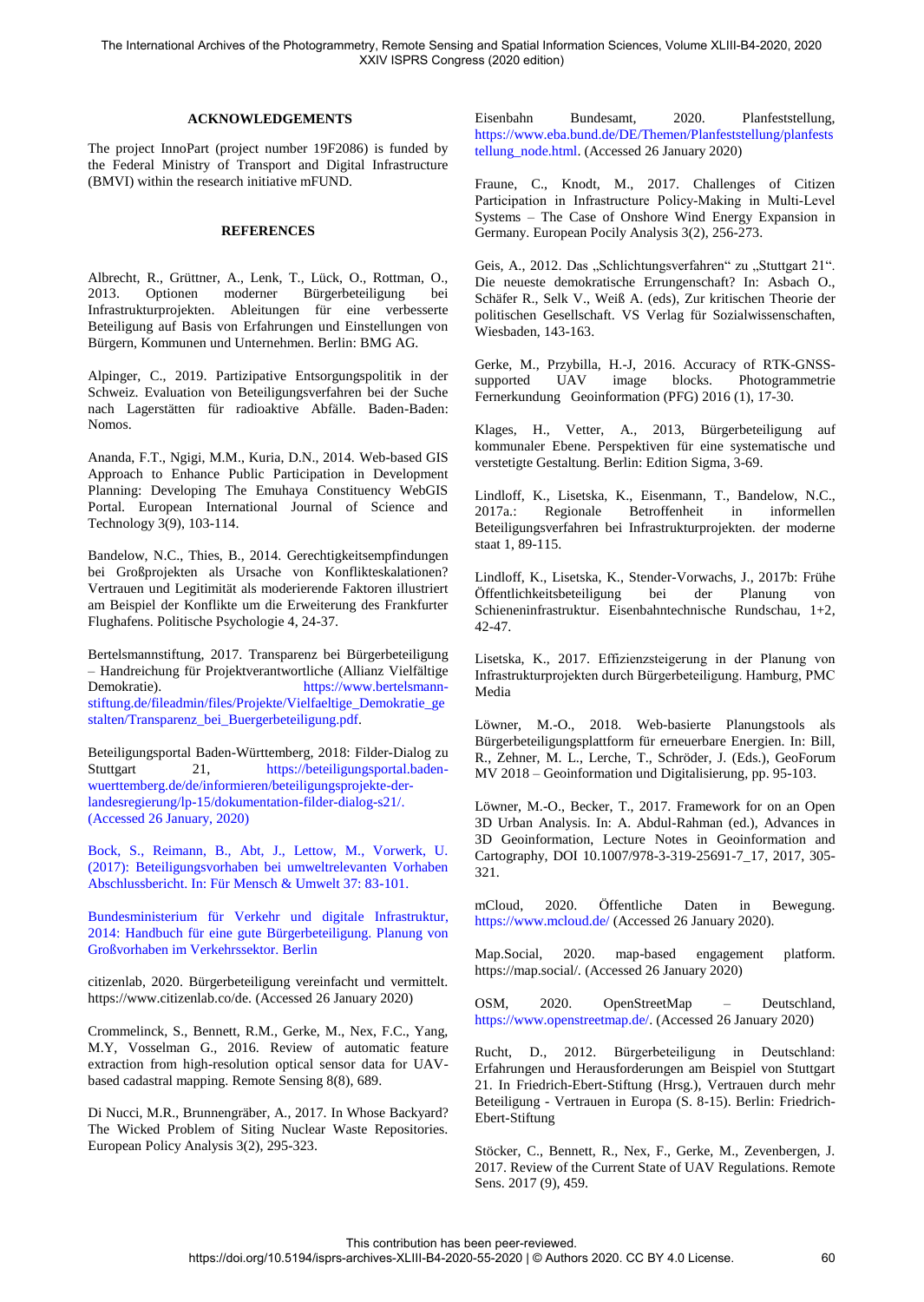## ACKNOWLEDGEMENTS

The project InnoPart (project number 19F2086) is funded by the Federal Ministry of Transport and Digital Infrastructure (BMVI) within the research initiative mFUND.

## REFERENCES

Albrecht, R., Grüttner, A., Lenk, T., Lück, O., Rottman, O., 2013. Optionen moderner Bürgerbeteiligung bei Infrastrukturprojekten. Ableitungen für eine verbesserte Beteiligung auf Basis von Erfahrungen und Einstellungen von Bürgern, Kommunen und Unternehmen. Berlin: BMG AG.

Alpinger, C., 2019. Partizipative Entsorgungspolitik in der Schweiz. Evaluation von Beteiligungsverfahren bei der Suche nach Lagerstätten für radioaktive Abfälle. Baden-Baden: Nomos.

Ananda, F.T., Ngigi, M.M., Kuria, D.N., 2014. Web-based GIS Approach to Enhance Public Participation in Development Planning: Developing The Emuhaya Constituency WebGIS Portal. European International Journal of Science and Technology 3(9), 103-114.

Bandelow, N.C., Thies, B., 2014. Gerechtigkeitsempfindungen bei Großprojekten als Ursache von Konflikteskalationen? Vertrauen und Legitimität als moderierende Faktoren illustriert am Beispiel der Konflikte um die Erweiterung des Frankfurter Flughafens. Politische Psychologie 4, 24-37.

Bertelsmannstiftung, 2017. Transparenz bei Bürgerbeteiligung – Handreichung für Projektverantwortliche (Allianz Vielfältige Demokratie). https://www.bertelsmann-stiftung.de/fileadmin/files/Projekte/Vielfaeltige_Demokratie_gestalten/Transparenz_bei_Buergerbeteiligung.pdf.

Beteiligungsportal Baden-Württemberg, 2018: Filder-Dialog zu Stuttgart 21, https://beteiligungsportal.baden-wuerttemberg.de/de/informieren/beteiligungsprojekte-der-landesregierung/lp-15/dokumentation-filder-dialog-s21/. (Accessed 26 January, 2020)

Bock, S., Reimann, B., Abt, J., Lettow, M., Vorwerk, U. (2017): Beteiligungsvorhaben bei umweltrelevanten Vorhaben Abschlussbericht. In: Für Mensch & Umwelt 37: 83-101.

Bundesministerium für Verkehr und digitale Infrastruktur, 2014: Handbuch für eine gute Bürgerbeteiligung. Planung von Großvorhaben im Verkehrssektor. Berlin

citizenlab, 2020. Bürgerbeteiligung vereinfacht und vermittelt. https://www.citizenlab.co/de. (Accessed 26 January 2020)

Crommelinck, S., Bennett, R.M., Gerke, M., Nex, F.C., Yang, M.Y, Vosselman G., 2016. Review of automatic feature extraction from high-resolution optical sensor data for UAV-based cadastral mapping. Remote Sensing 8(8), 689.

Di Nucci, M.R., Brunnengräber, A., 2017. In Whose Backyard? The Wicked Problem of Siting Nuclear Waste Repositories. European Policy Analysis 3(2), 295-323.

Eisenbahn Bundesamt, 2020. Planfeststellung, https://www.eba.bund.de/DE/Themen/Planfeststellung/planfeststellung_node.html. (Accessed 26 January 2020)

Fraune, C., Knodt, M., 2017. Challenges of Citizen Participation in Infrastructure Policy-Making in Multi-Level Systems – The Case of Onshore Wind Energy Expansion in Germany. European Pocily Analysis 3(2), 256-273.

Geis, A., 2012. Das „Schlichtungsverfahren" zu „Stuttgart 21". Die neueste demokratische Errungenschaft? In: Asbach O., Schäfer R., Selk V., Weiß A. (eds), Zur kritischen Theorie der politischen Gesellschaft. VS Verlag für Sozialwissenschaften, Wiesbaden, 143-163.

Gerke, M., Przybilla, H.-J, 2016. Accuracy of RTK-GNSS-supported UAV image blocks. Photogrammetrie Fernerkundung Geoinformation (PFG) 2016 (1), 17-30.

Klages, H., Vetter, A., 2013, Bürgerbeteiligung auf kommunaler Ebene. Perspektiven für eine systematische und verstetigte Gestaltung. Berlin: Edition Sigma, 3-69.

Lindloff, K., Lisetska, K., Eisenmann, T., Bandelow, N.C., 2017a.: Regionale Betroffenheit in informellen Beteiligungsverfahren bei Infrastrukturprojekten. der moderne staat 1, 89-115.

Lindloff, K., Lisetska, K., Stender-Vorwachs, J., 2017b: Frühe Öffentlichkeitsbeteiligung bei der Planung von Schieneninfrastruktur. Eisenbahntechnische Rundschau, 1+2, 42-47.

Lisetska, K., 2017. Effizienzsteigerung in der Planung von Infrastrukturprojekten durch Bürgerbeteiligung. Hamburg, PMC Media

Löwner, M.-O., 2018. Web-basierte Planungstools als Bürgerbeteiligungsplattform für erneuerbare Energien. In: Bill, R., Zehner, M. L., Lerche, T., Schröder, J. (Eds.), GeoForum MV 2018 – Geoinformation und Digitalisierung, pp. 95-103.

Löwner, M.-O., Becker, T., 2017. Framework for on an Open 3D Urban Analysis. In: A. Abdul-Rahman (ed.), Advances in 3D Geoinformation, Lecture Notes in Geoinformation and Cartography, DOI 10.1007/978-3-319-25691-7_17, 2017, 305-321.

mCloud, 2020. Öffentliche Daten in Bewegung. https://www.mcloud.de/ (Accessed 26 January 2020).

Map.Social, 2020. map-based engagement platform. https://map.social/. (Accessed 26 January 2020)

OSM, 2020. OpenStreetMap – Deutschland, https://www.openstreetmap.de/. (Accessed 26 January 2020)

Rucht, D., 2012. Bürgerbeteiligung in Deutschland: Erfahrungen und Herausforderungen am Beispiel von Stuttgart 21. In Friedrich-Ebert-Stiftung (Hrsg.), Vertrauen durch mehr Beteiligung - Vertrauen in Europa (S. 8-15). Berlin: Friedrich-Ebert-Stiftung

Stöcker, C., Bennett, R., Nex, F., Gerke, M., Zevenbergen, J. 2017. Review of the Current State of UAV Regulations. Remote Sens. 2017 (9), 459.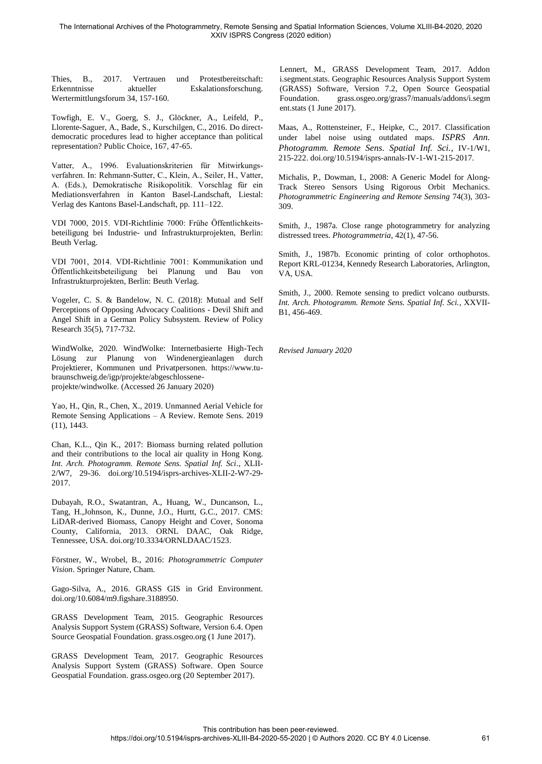Thies, B., 2017. Vertrauen und Protestbereitschaft: Erkenntnisse aktueller Eskalationsforschung. Wertermittlungsforum 34, 157-160.

Towfigh, E. V., Goerg, S. J., Glöckner, A., Leifeld, P., Llorente-Saguer, A., Bade, S., Kurschilgen, C., 2016. Do direct-democratic procedures lead to higher acceptance than political representation? Public Choice, 167, 47-65.

Vatter, A., 1996. Evaluationskriterien für Mitwirkungsverfahren. In: Rehmann-Sutter, C., Klein, A., Seiler, H., Vatter, A. (Eds.), Demokratische Risikopolitik. Vorschlag für ein Mediationsverfahren in Kanton Basel-Landschaft, Liestal: Verlag des Kantons Basel-Landschaft, pp. 111–122.

VDI 7000, 2015. VDI-Richtlinie 7000: Frühe Öffentlichkeitsbeteiligung bei Industrie- und Infrastrukturprojekten, Berlin: Beuth Verlag.

VDI 7001, 2014. VDI-Richtlinie 7001: Kommunikation und Öffentlichkeitsbeteiligung bei Planung und Bau von Infrastrukturprojekten, Berlin: Beuth Verlag.

Vogeler, C. S. & Bandelow, N. C. (2018): Mutual and Self Perceptions of Opposing Advocacy Coalitions - Devil Shift and Angel Shift in a German Policy Subsystem. Review of Policy Research 35(5), 717-732.

WindWolke, 2020. WindWolke: Internetbasierte High-Tech Lösung zur Planung von Windenergieanlagen durch Projektierer, Kommunen und Privatpersonen. https://www.tu-braunschweig.de/igp/projekte/abgeschlossene-projekte/windwolke. (Accessed 26 January 2020)

Yao, H., Qin, R., Chen, X., 2019. Unmanned Aerial Vehicle for Remote Sensing Applications – A Review. Remote Sens. 2019 (11), 1443.

Chan, K.L., Qin K., 2017: Biomass burning related pollution and their contributions to the local air quality in Hong Kong. *Int. Arch. Photogramm. Remote Sens. Spatial Inf. Sci*., XLII-2/W7, 29-36. doi.org/10.5194/isprs-archives-XLII-2-W7-29-2017.

Dubayah, R.O., Swatantran, A., Huang, W., Duncanson, L., Tang, H.,Johnson, K., Dunne, J.O., Hurtt, G.C., 2017. CMS: LiDAR-derived Biomass, Canopy Height and Cover, Sonoma County, California, 2013. ORNL DAAC, Oak Ridge, Tennessee, USA. doi.org/10.3334/ORNLDAAC/1523.

Förstner, W., Wrobel, B., 2016: *Photogrammetric Computer Vision*. Springer Nature, Cham.

Gago-Silva, A., 2016. GRASS GIS in Grid Environment. doi.org/10.6084/m9.figshare.3188950.

GRASS Development Team, 2015. Geographic Resources Analysis Support System (GRASS) Software, Version 6.4. Open Source Geospatial Foundation. grass.osgeo.org (1 June 2017).

GRASS Development Team, 2017. Geographic Resources Analysis Support System (GRASS) Software. Open Source Geospatial Foundation. grass.osgeo.org (20 September 2017).

Lennert, M., GRASS Development Team, 2017. Addon i.segment.stats. Geographic Resources Analysis Support System (GRASS) Software, Version 7.2, Open Source Geospatial Foundation. grass.osgeo.org/grass7/manuals/addons/i.segment.stats (1 June 2017).

Maas, A., Rottensteiner, F., Heipke, C., 2017. Classification under label noise using outdated maps. *ISPRS Ann. Photogramm. Remote Sens. Spatial Inf. Sci.*, IV-1/W1, 215-222. doi.org/10.5194/isprs-annals-IV-1-W1-215-2017.

Michalis, P., Dowman, I., 2008: A Generic Model for Along-Track Stereo Sensors Using Rigorous Orbit Mechanics. *Photogrammetric Engineering and Remote Sensing* 74(3), 303-309.

Smith, J., 1987a. Close range photogrammetry for analyzing distressed trees. *Photogrammetria*, 42(1), 47-56.

Smith, J., 1987b. Economic printing of color orthophotos. Report KRL-01234, Kennedy Research Laboratories, Arlington, VA, USA.

Smith, J., 2000. Remote sensing to predict volcano outbursts. *Int. Arch. Photogramm. Remote Sens. Spatial Inf. Sci.*, XXVII-B1, 456-469.

*Revised January 2020*